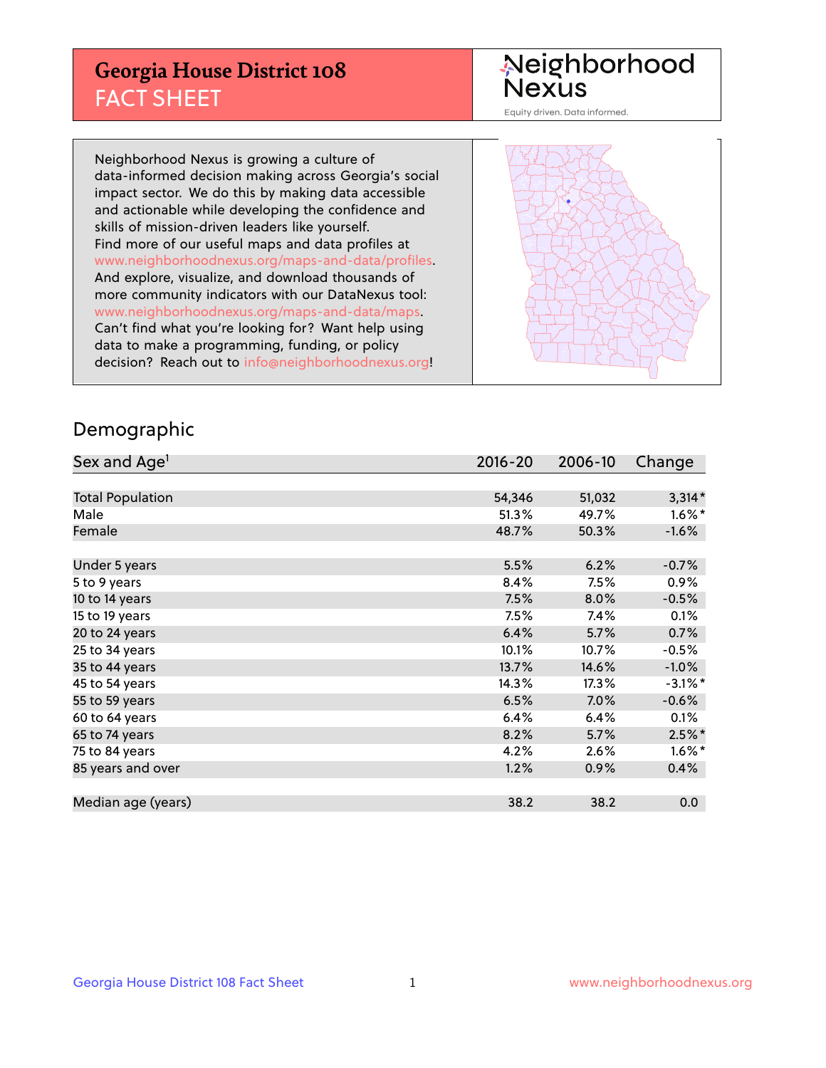# Georgia House District 108
## FACT SHEET

Neighborhood Nexus

Equity driven. Data informed.

Neighborhood Nexus is growing a culture of data-informed decision making across Georgia's social impact sector. We do this by making data accessible and actionable while developing the confidence and skills of mission-driven leaders like yourself. Find more of our useful maps and data profiles at www.neighborhoodnexus.org/maps-and-data/profiles. And explore, visualize, and download thousands of more community indicators with our DataNexus tool: www.neighborhoodnexus.org/maps-and-data/maps. Can't find what you're looking for? Want help using data to make a programming, funding, or policy decision? Reach out to info@neighborhoodnexus.org!

## Demographic

| Sex and Age[1] | 2016-20 | 2006-10 | Change |
|---|---|---|---|
| Total Population | 54,346 | 51,032 | 3,314* |
| Male | 51.3% | 49.7% | 1.6%* |
| Female | 48.7% | 50.3% | -1.6% |
| | | | |
| Under 5 years | 5.5% | 6.2% | -0.7% |
| 5 to 9 years | 8.4% | 7.5% | 0.9% |
| 10 to 14 years | 7.5% | 8.0% | -0.5% |
| 15 to 19 years | 7.5% | 7.4% | 0.1% |
| 20 to 24 years | 6.4% | 5.7% | 0.7% |
| 25 to 34 years | 10.1% | 10.7% | -0.5% |
| 35 to 44 years | 13.7% | 14.6% | -1.0% |
| 45 to 54 years | 14.3% | 17.3% | -3.1%* |
| 55 to 59 years | 6.5% | 7.0% | -0.6% |
| 60 to 64 years | 6.4% | 6.4% | 0.1% |
| 65 to 74 years | 8.2% | 5.7% | 2.5%* |
| 75 to 84 years | 4.2% | 2.6% | 1.6%* |
| 85 years and over | 1.2% | 0.9% | 0.4% |
| | | | |
| Median age (years) | 38.2 | 38.2 | 0.0 |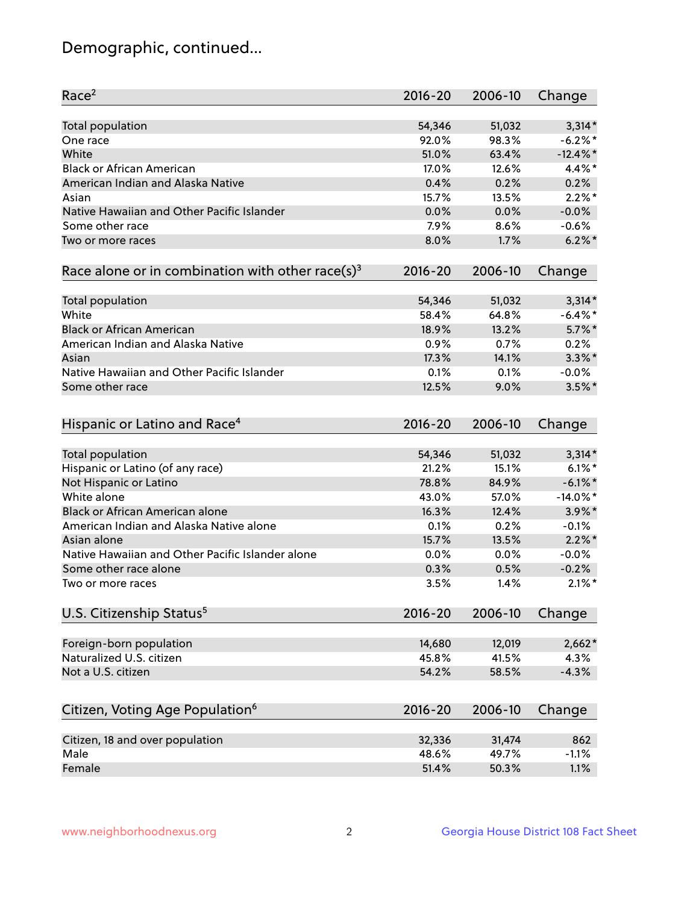# Demographic, continued...

| Race[2] | 2016-20 | 2006-10 | Change |
|---|---|---|---|
| Total population | 54,346 | 51,032 | 3,314* |
| One race | 92.0% | 98.3% | -6.2%* |
| White | 51.0% | 63.4% | -12.4%* |
| Black or African American | 17.0% | 12.6% | 4.4%* |
| American Indian and Alaska Native | 0.4% | 0.2% | 0.2% |
| Asian | 15.7% | 13.5% | 2.2%* |
| Native Hawaiian and Other Pacific Islander | 0.0% | 0.0% | -0.0% |
| Some other race | 7.9% | 8.6% | -0.6% |
| Two or more races | 8.0% | 1.7% | 6.2%* |

| Race alone or in combination with other race(s)[3] | 2016-20 | 2006-10 | Change |
|---|---|---|---|
| Total population | 54,346 | 51,032 | 3,314* |
| White | 58.4% | 64.8% | -6.4%* |
| Black or African American | 18.9% | 13.2% | 5.7%* |
| American Indian and Alaska Native | 0.9% | 0.7% | 0.2% |
| Asian | 17.3% | 14.1% | 3.3%* |
| Native Hawaiian and Other Pacific Islander | 0.1% | 0.1% | -0.0% |
| Some other race | 12.5% | 9.0% | 3.5%* |

| Hispanic or Latino and Race[4] | 2016-20 | 2006-10 | Change |
|---|---|---|---|
| Total population | 54,346 | 51,032 | 3,314* |
| Hispanic or Latino (of any race) | 21.2% | 15.1% | 6.1%* |
| Not Hispanic or Latino | 78.8% | 84.9% | -6.1%* |
| White alone | 43.0% | 57.0% | -14.0%* |
| Black or African American alone | 16.3% | 12.4% | 3.9%* |
| American Indian and Alaska Native alone | 0.1% | 0.2% | -0.1% |
| Asian alone | 15.7% | 13.5% | 2.2%* |
| Native Hawaiian and Other Pacific Islander alone | 0.0% | 0.0% | -0.0% |
| Some other race alone | 0.3% | 0.5% | -0.2% |
| Two or more races | 3.5% | 1.4% | 2.1%* |

| U.S. Citizenship Status[5] | 2016-20 | 2006-10 | Change |
|---|---|---|---|
| Foreign-born population | 14,680 | 12,019 | 2,662* |
| Naturalized U.S. citizen | 45.8% | 41.5% | 4.3% |
| Not a U.S. citizen | 54.2% | 58.5% | -4.3% |

| Citizen, Voting Age Population[6] | 2016-20 | 2006-10 | Change |
|---|---|---|---|
| Citizen, 18 and over population | 32,336 | 31,474 | 862 |
| Male | 48.6% | 49.7% | -1.1% |
| Female | 51.4% | 50.3% | 1.1% |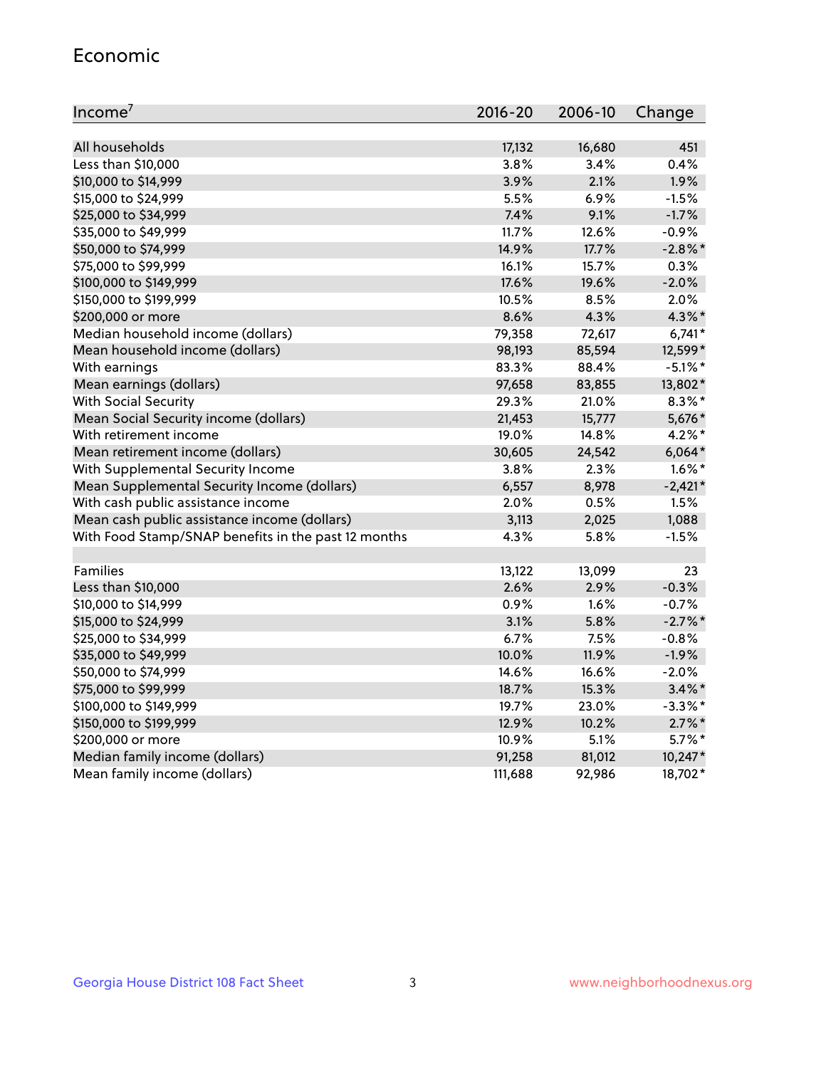## Economic

| Income[7] | 2016-20 | 2006-10 | Change |
|---|---|---|---|
| All households | 17,132 | 16,680 | 451 |
| Less than $10,000 | 3.8% | 3.4% | 0.4% |
| $10,000 to $14,999 | 3.9% | 2.1% | 1.9% |
| $15,000 to $24,999 | 5.5% | 6.9% | -1.5% |
| $25,000 to $34,999 | 7.4% | 9.1% | -1.7% |
| $35,000 to $49,999 | 11.7% | 12.6% | -0.9% |
| $50,000 to $74,999 | 14.9% | 17.7% | -2.8%* |
| $75,000 to $99,999 | 16.1% | 15.7% | 0.3% |
| $100,000 to $149,999 | 17.6% | 19.6% | -2.0% |
| $150,000 to $199,999 | 10.5% | 8.5% | 2.0% |
| $200,000 or more | 8.6% | 4.3% | 4.3%* |
| Median household income (dollars) | 79,358 | 72,617 | 6,741* |
| Mean household income (dollars) | 98,193 | 85,594 | 12,599* |
| With earnings | 83.3% | 88.4% | -5.1%* |
| Mean earnings (dollars) | 97,658 | 83,855 | 13,802* |
| With Social Security | 29.3% | 21.0% | 8.3%* |
| Mean Social Security income (dollars) | 21,453 | 15,777 | 5,676* |
| With retirement income | 19.0% | 14.8% | 4.2%* |
| Mean retirement income (dollars) | 30,605 | 24,542 | 6,064* |
| With Supplemental Security Income | 3.8% | 2.3% | 1.6%* |
| Mean Supplemental Security Income (dollars) | 6,557 | 8,978 | -2,421* |
| With cash public assistance income | 2.0% | 0.5% | 1.5% |
| Mean cash public assistance income (dollars) | 3,113 | 2,025 | 1,088 |
| With Food Stamp/SNAP benefits in the past 12 months | 4.3% | 5.8% | -1.5% |
| | | | |
| Families | 13,122 | 13,099 | 23 |
| Less than $10,000 | 2.6% | 2.9% | -0.3% |
| $10,000 to $14,999 | 0.9% | 1.6% | -0.7% |
| $15,000 to $24,999 | 3.1% | 5.8% | -2.7%* |
| $25,000 to $34,999 | 6.7% | 7.5% | -0.8% |
| $35,000 to $49,999 | 10.0% | 11.9% | -1.9% |
| $50,000 to $74,999 | 14.6% | 16.6% | -2.0% |
| $75,000 to $99,999 | 18.7% | 15.3% | 3.4%* |
| $100,000 to $149,999 | 19.7% | 23.0% | -3.3%* |
| $150,000 to $199,999 | 12.9% | 10.2% | 2.7%* |
| $200,000 or more | 10.9% | 5.1% | 5.7%* |
| Median family income (dollars) | 91,258 | 81,012 | 10,247* |
| Mean family income (dollars) | 111,688 | 92,986 | 18,702* |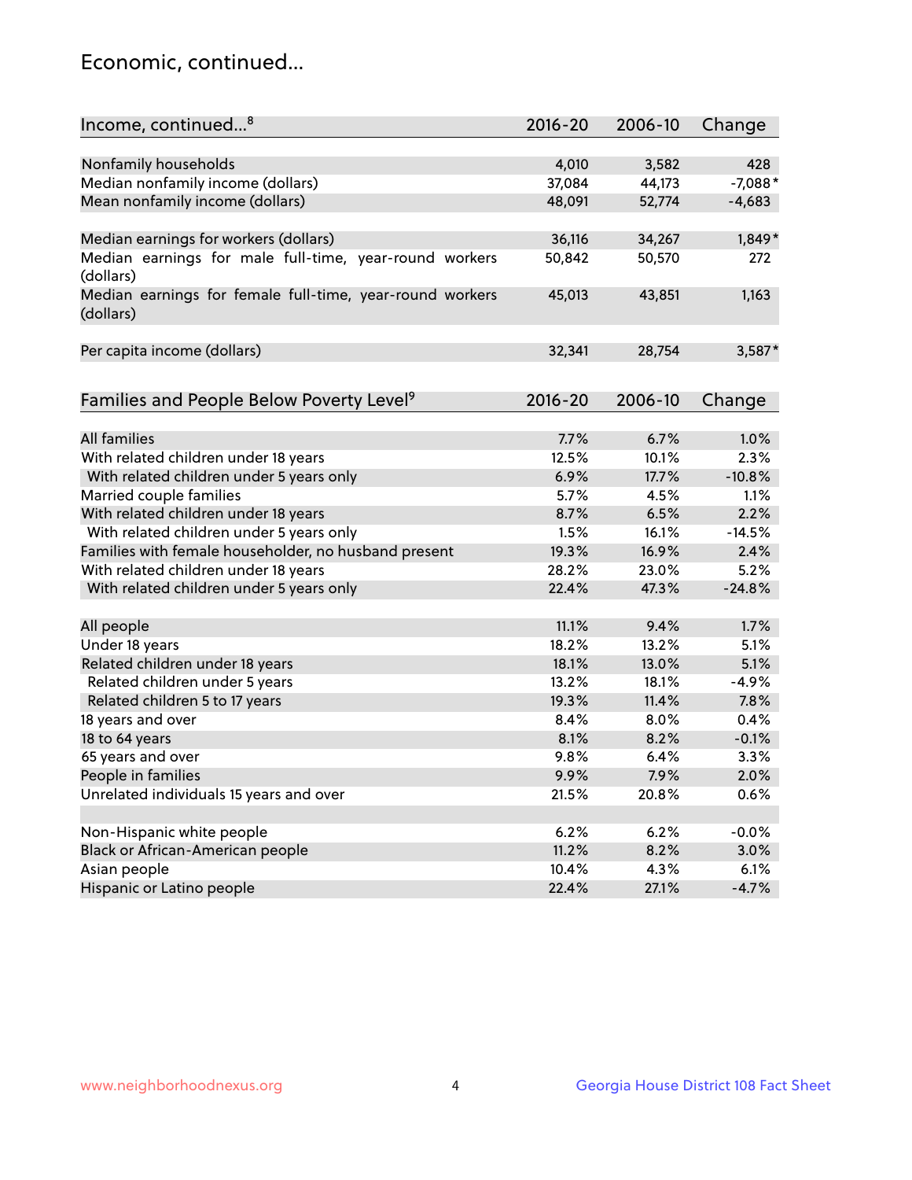## Economic, continued...

| Income, continued...[8] | 2016-20 | 2006-10 | Change |
|---|---|---|---|
| Nonfamily households | 4,010 | 3,582 | 428 |
| Median nonfamily income (dollars) | 37,084 | 44,173 | -7,088* |
| Mean nonfamily income (dollars) | 48,091 | 52,774 | -4,683 |
| Median earnings for workers (dollars) | 36,116 | 34,267 | 1,849* |
| Median earnings for male full-time, year-round workers (dollars) | 50,842 | 50,570 | 272 |
| Median earnings for female full-time, year-round workers (dollars) | 45,013 | 43,851 | 1,163 |
| Per capita income (dollars) | 32,341 | 28,754 | 3,587* |

| Families and People Below Poverty Level[9] | 2016-20 | 2006-10 | Change |
|---|---|---|---|
| All families | 7.7% | 6.7% | 1.0% |
| With related children under 18 years | 12.5% | 10.1% | 2.3% |
| With related children under 5 years only | 6.9% | 17.7% | -10.8% |
| Married couple families | 5.7% | 4.5% | 1.1% |
| With related children under 18 years | 8.7% | 6.5% | 2.2% |
| With related children under 5 years only | 1.5% | 16.1% | -14.5% |
| Families with female householder, no husband present | 19.3% | 16.9% | 2.4% |
| With related children under 18 years | 28.2% | 23.0% | 5.2% |
| With related children under 5 years only | 22.4% | 47.3% | -24.8% |
| All people | 11.1% | 9.4% | 1.7% |
| Under 18 years | 18.2% | 13.2% | 5.1% |
| Related children under 18 years | 18.1% | 13.0% | 5.1% |
| Related children under 5 years | 13.2% | 18.1% | -4.9% |
| Related children 5 to 17 years | 19.3% | 11.4% | 7.8% |
| 18 years and over | 8.4% | 8.0% | 0.4% |
| 18 to 64 years | 8.1% | 8.2% | -0.1% |
| 65 years and over | 9.8% | 6.4% | 3.3% |
| People in families | 9.9% | 7.9% | 2.0% |
| Unrelated individuals 15 years and over | 21.5% | 20.8% | 0.6% |
| Non-Hispanic white people | 6.2% | 6.2% | -0.0% |
| Black or African-American people | 11.2% | 8.2% | 3.0% |
| Asian people | 10.4% | 4.3% | 6.1% |
| Hispanic or Latino people | 22.4% | 27.1% | -4.7% |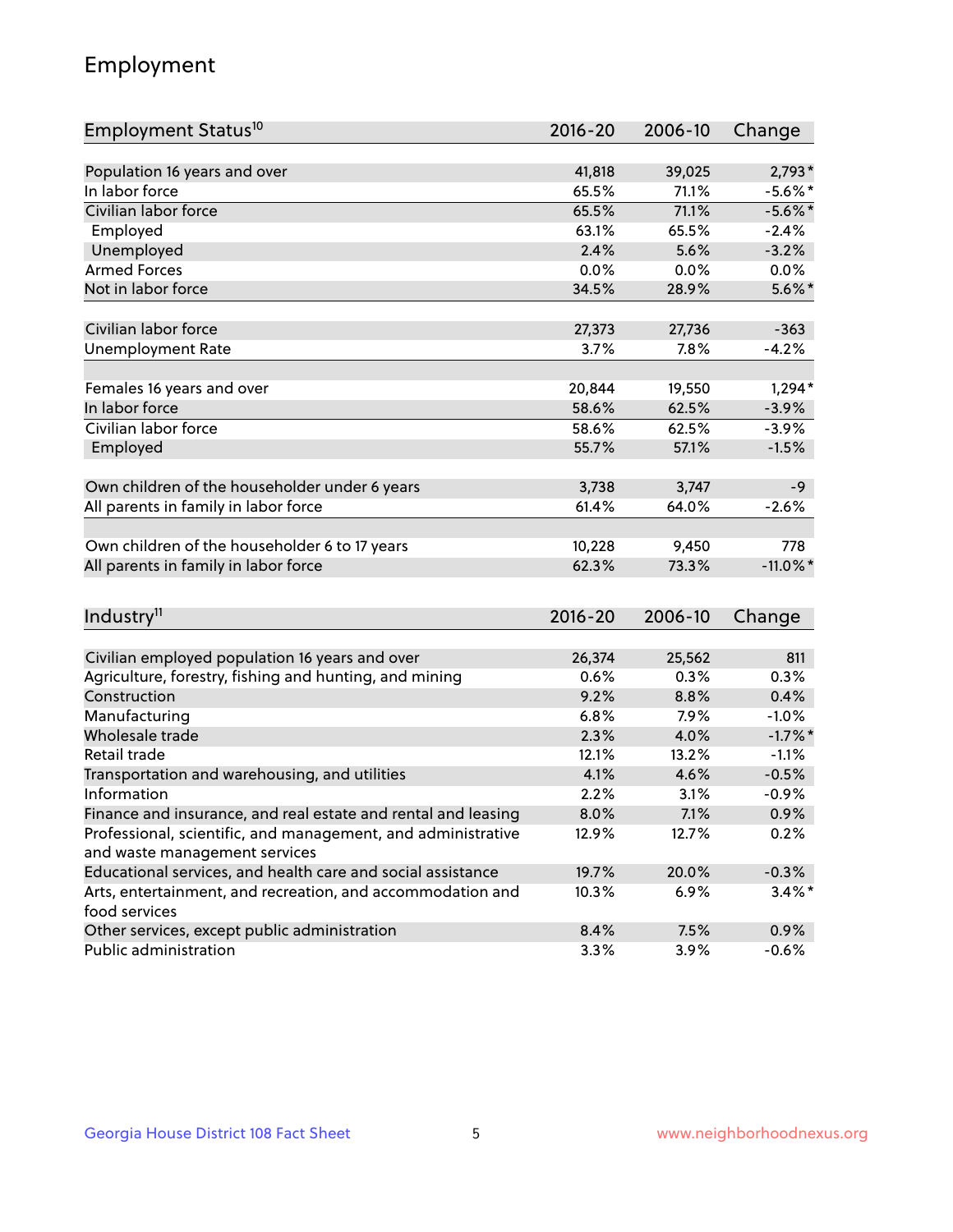## Employment

| Employment Status[10] | 2016-20 | 2006-10 | Change |
|---|---|---|---|
| Population 16 years and over | 41,818 | 39,025 | 2,793* |
| In labor force | 65.5% | 71.1% | -5.6%* |
| Civilian labor force | 65.5% | 71.1% | -5.6%* |
| Employed | 63.1% | 65.5% | -2.4% |
| Unemployed | 2.4% | 5.6% | -3.2% |
| Armed Forces | 0.0% | 0.0% | 0.0% |
| Not in labor force | 34.5% | 28.9% | 5.6%* |
| | | | |
| Civilian labor force | 27,373 | 27,736 | -363 |
| Unemployment Rate | 3.7% | 7.8% | -4.2% |
| | | | |
| Females 16 years and over | 20,844 | 19,550 | 1,294* |
| In labor force | 58.6% | 62.5% | -3.9% |
| Civilian labor force | 58.6% | 62.5% | -3.9% |
| Employed | 55.7% | 57.1% | -1.5% |
| | | | |
| Own children of the householder under 6 years | 3,738 | 3,747 | -9 |
| All parents in family in labor force | 61.4% | 64.0% | -2.6% |
| | | | |
| Own children of the householder 6 to 17 years | 10,228 | 9,450 | 778 |
| All parents in family in labor force | 62.3% | 73.3% | -11.0%* |

| Industry[11] | 2016-20 | 2006-10 | Change |
|---|---|---|---|
| Civilian employed population 16 years and over | 26,374 | 25,562 | 811 |
| Agriculture, forestry, fishing and hunting, and mining | 0.6% | 0.3% | 0.3% |
| Construction | 9.2% | 8.8% | 0.4% |
| Manufacturing | 6.8% | 7.9% | -1.0% |
| Wholesale trade | 2.3% | 4.0% | -1.7%* |
| Retail trade | 12.1% | 13.2% | -1.1% |
| Transportation and warehousing, and utilities | 4.1% | 4.6% | -0.5% |
| Information | 2.2% | 3.1% | -0.9% |
| Finance and insurance, and real estate and rental and leasing | 8.0% | 7.1% | 0.9% |
| Professional, scientific, and management, and administrative and waste management services | 12.9% | 12.7% | 0.2% |
| Educational services, and health care and social assistance | 19.7% | 20.0% | -0.3% |
| Arts, entertainment, and recreation, and accommodation and food services | 10.3% | 6.9% | 3.4%* |
| Other services, except public administration | 8.4% | 7.5% | 0.9% |
| Public administration | 3.3% | 3.9% | -0.6% |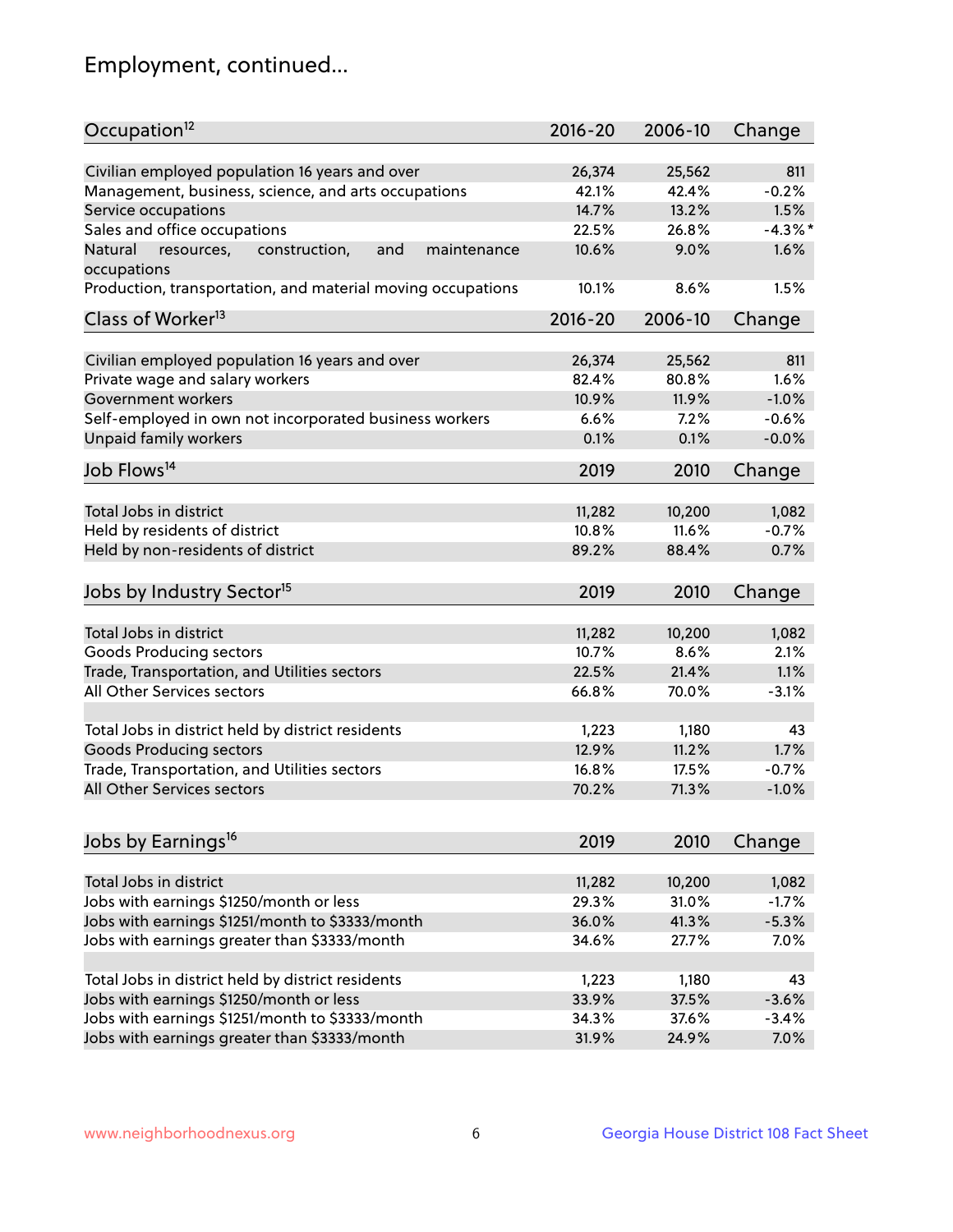# Employment, continued...

| Occupation[12] | 2016-20 | 2006-10 | Change |
|---|---|---|---|
| Civilian employed population 16 years and over | 26,374 | 25,562 | 811 |
| Management, business, science, and arts occupations | 42.1% | 42.4% | -0.2% |
| Service occupations | 14.7% | 13.2% | 1.5% |
| Sales and office occupations | 22.5% | 26.8% | -4.3%* |
| Natural resources, construction, and maintenance occupations | 10.6% | 9.0% | 1.6% |
| Production, transportation, and material moving occupations | 10.1% | 8.6% | 1.5% |

| Class of Worker[13] | 2016-20 | 2006-10 | Change |
|---|---|---|---|
| Civilian employed population 16 years and over | 26,374 | 25,562 | 811 |
| Private wage and salary workers | 82.4% | 80.8% | 1.6% |
| Government workers | 10.9% | 11.9% | -1.0% |
| Self-employed in own not incorporated business workers | 6.6% | 7.2% | -0.6% |
| Unpaid family workers | 0.1% | 0.1% | -0.0% |

| Job Flows[14] | 2019 | 2010 | Change |
|---|---|---|---|
| Total Jobs in district | 11,282 | 10,200 | 1,082 |
| Held by residents of district | 10.8% | 11.6% | -0.7% |
| Held by non-residents of district | 89.2% | 88.4% | 0.7% |

| Jobs by Industry Sector[15] | 2019 | 2010 | Change |
|---|---|---|---|
| Total Jobs in district | 11,282 | 10,200 | 1,082 |
| Goods Producing sectors | 10.7% | 8.6% | 2.1% |
| Trade, Transportation, and Utilities sectors | 22.5% | 21.4% | 1.1% |
| All Other Services sectors | 66.8% | 70.0% | -3.1% |
| | | | |
| Total Jobs in district held by district residents | 1,223 | 1,180 | 43 |
| Goods Producing sectors | 12.9% | 11.2% | 1.7% |
| Trade, Transportation, and Utilities sectors | 16.8% | 17.5% | -0.7% |
| All Other Services sectors | 70.2% | 71.3% | -1.0% |

| Jobs by Earnings[16] | 2019 | 2010 | Change |
|---|---|---|---|
| Total Jobs in district | 11,282 | 10,200 | 1,082 |
| Jobs with earnings $1250/month or less | 29.3% | 31.0% | -1.7% |
| Jobs with earnings $1251/month to $3333/month | 36.0% | 41.3% | -5.3% |
| Jobs with earnings greater than $3333/month | 34.6% | 27.7% | 7.0% |
| | | | |
| Total Jobs in district held by district residents | 1,223 | 1,180 | 43 |
| Jobs with earnings $1250/month or less | 33.9% | 37.5% | -3.6% |
| Jobs with earnings $1251/month to $3333/month | 34.3% | 37.6% | -3.4% |
| Jobs with earnings greater than $3333/month | 31.9% | 24.9% | 7.0% |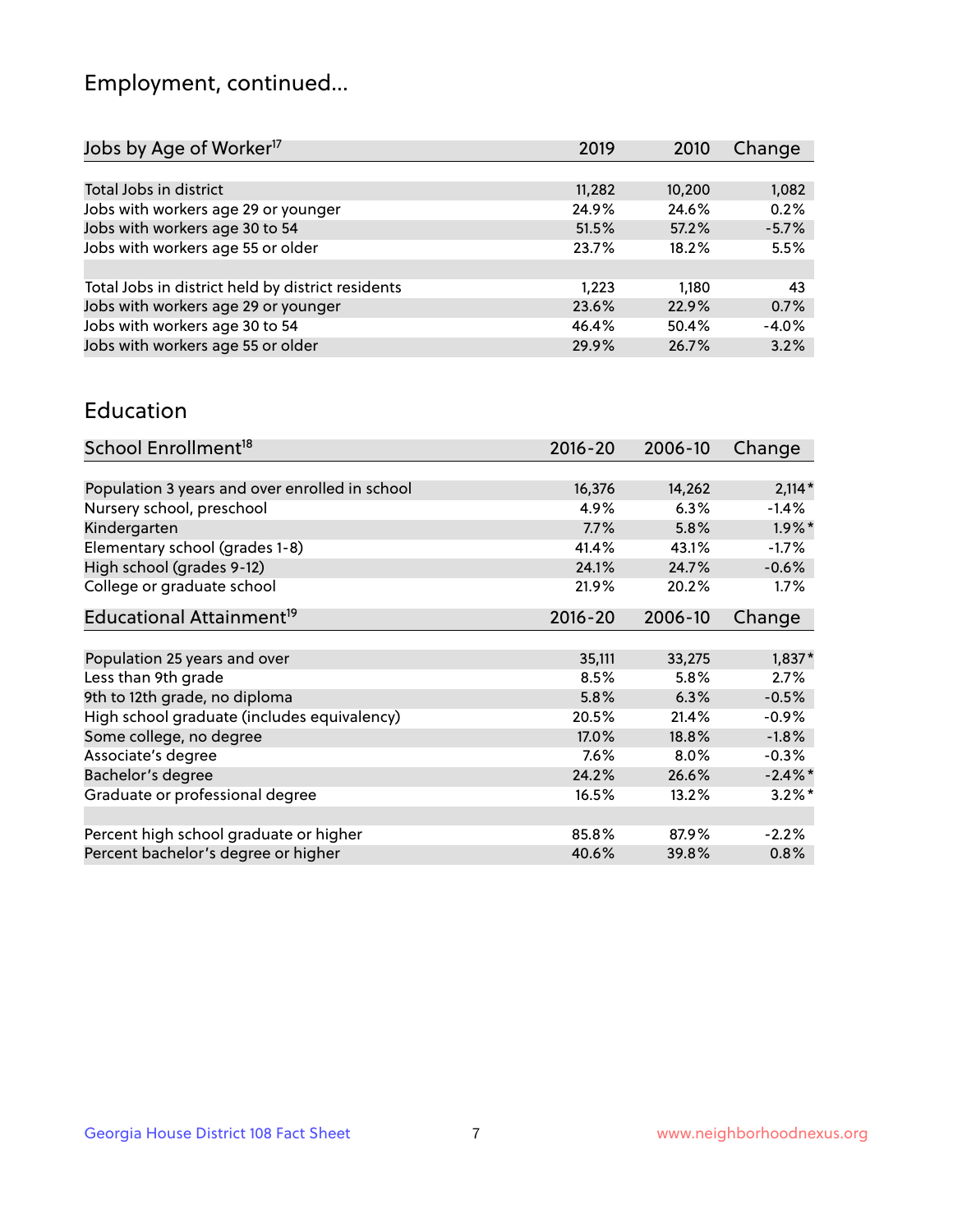## Employment, continued...

| Jobs by Age of Worker[17] | 2019 | 2010 | Change |
|---|---|---|---|
| Total Jobs in district | 11,282 | 10,200 | 1,082 |
| Jobs with workers age 29 or younger | 24.9% | 24.6% | 0.2% |
| Jobs with workers age 30 to 54 | 51.5% | 57.2% | -5.7% |
| Jobs with workers age 55 or older | 23.7% | 18.2% | 5.5% |
| | | | |
| Total Jobs in district held by district residents | 1,223 | 1,180 | 43 |
| Jobs with workers age 29 or younger | 23.6% | 22.9% | 0.7% |
| Jobs with workers age 30 to 54 | 46.4% | 50.4% | -4.0% |
| Jobs with workers age 55 or older | 29.9% | 26.7% | 3.2% |

## Education

| School Enrollment[18] | 2016-20 | 2006-10 | Change |
|---|---|---|---|
| Population 3 years and over enrolled in school | 16,376 | 14,262 | 2,114* |
| Nursery school, preschool | 4.9% | 6.3% | -1.4% |
| Kindergarten | 7.7% | 5.8% | 1.9%* |
| Elementary school (grades 1-8) | 41.4% | 43.1% | -1.7% |
| High school (grades 9-12) | 24.1% | 24.7% | -0.6% |
| College or graduate school | 21.9% | 20.2% | 1.7% |

| Educational Attainment[19] | 2016-20 | 2006-10 | Change |
|---|---|---|---|
| Population 25 years and over | 35,111 | 33,275 | 1,837* |
| Less than 9th grade | 8.5% | 5.8% | 2.7% |
| 9th to 12th grade, no diploma | 5.8% | 6.3% | -0.5% |
| High school graduate (includes equivalency) | 20.5% | 21.4% | -0.9% |
| Some college, no degree | 17.0% | 18.8% | -1.8% |
| Associate's degree | 7.6% | 8.0% | -0.3% |
| Bachelor's degree | 24.2% | 26.6% | -2.4%* |
| Graduate or professional degree | 16.5% | 13.2% | 3.2%* |
| | | | |
| Percent high school graduate or higher | 85.8% | 87.9% | -2.2% |
| Percent bachelor's degree or higher | 40.6% | 39.8% | 0.8% |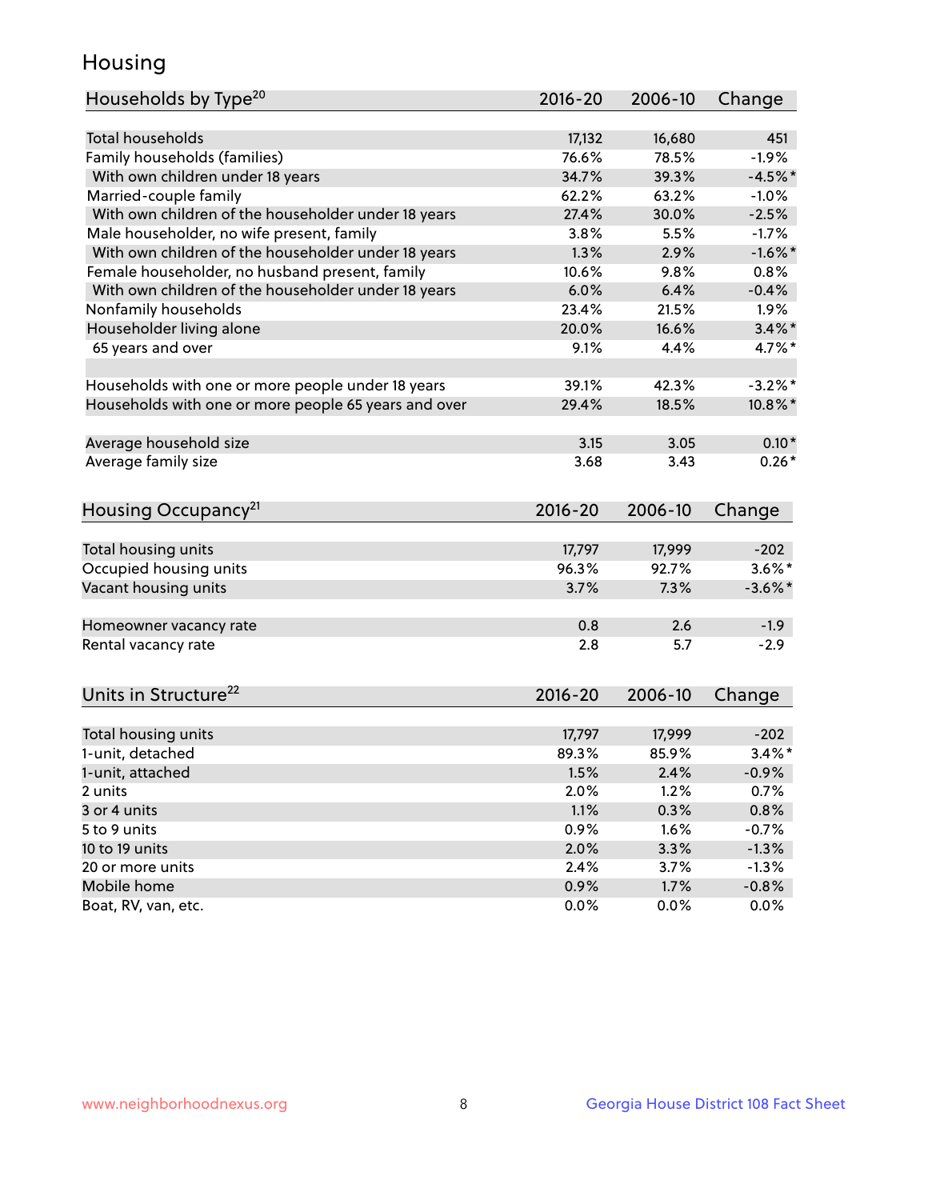# Housing

| Households by Type[20] | 2016-20 | 2006-10 | Change |
|---|---|---|---|
| Total households | 17,132 | 16,680 | 451 |
| Family households (families) | 76.6% | 78.5% | -1.9% |
| With own children under 18 years | 34.7% | 39.3% | -4.5%* |
| Married-couple family | 62.2% | 63.2% | -1.0% |
| With own children of the householder under 18 years | 27.4% | 30.0% | -2.5% |
| Male householder, no wife present, family | 3.8% | 5.5% | -1.7% |
| With own children of the householder under 18 years | 1.3% | 2.9% | -1.6%* |
| Female householder, no husband present, family | 10.6% | 9.8% | 0.8% |
| With own children of the householder under 18 years | 6.0% | 6.4% | -0.4% |
| Nonfamily households | 23.4% | 21.5% | 1.9% |
| Householder living alone | 20.0% | 16.6% | 3.4%* |
| 65 years and over | 9.1% | 4.4% | 4.7%* |
| | | | |
| Households with one or more people under 18 years | 39.1% | 42.3% | -3.2%* |
| Households with one or more people 65 years and over | 29.4% | 18.5% | 10.8%* |
| | | | |
| Average household size | 3.15 | 3.05 | 0.10* |
| Average family size | 3.68 | 3.43 | 0.26* |

| Housing Occupancy[21] | 2016-20 | 2006-10 | Change |
|---|---|---|---|
| Total housing units | 17,797 | 17,999 | -202 |
| Occupied housing units | 96.3% | 92.7% | 3.6%* |
| Vacant housing units | 3.7% | 7.3% | -3.6%* |
| | | | |
| Homeowner vacancy rate | 0.8 | 2.6 | -1.9 |
| Rental vacancy rate | 2.8 | 5.7 | -2.9 |

| Units in Structure[22] | 2016-20 | 2006-10 | Change |
|---|---|---|---|
| Total housing units | 17,797 | 17,999 | -202 |
| 1-unit, detached | 89.3% | 85.9% | 3.4%* |
| 1-unit, attached | 1.5% | 2.4% | -0.9% |
| 2 units | 2.0% | 1.2% | 0.7% |
| 3 or 4 units | 1.1% | 0.3% | 0.8% |
| 5 to 9 units | 0.9% | 1.6% | -0.7% |
| 10 to 19 units | 2.0% | 3.3% | -1.3% |
| 20 or more units | 2.4% | 3.7% | -1.3% |
| Mobile home | 0.9% | 1.7% | -0.8% |
| Boat, RV, van, etc. | 0.0% | 0.0% | 0.0% |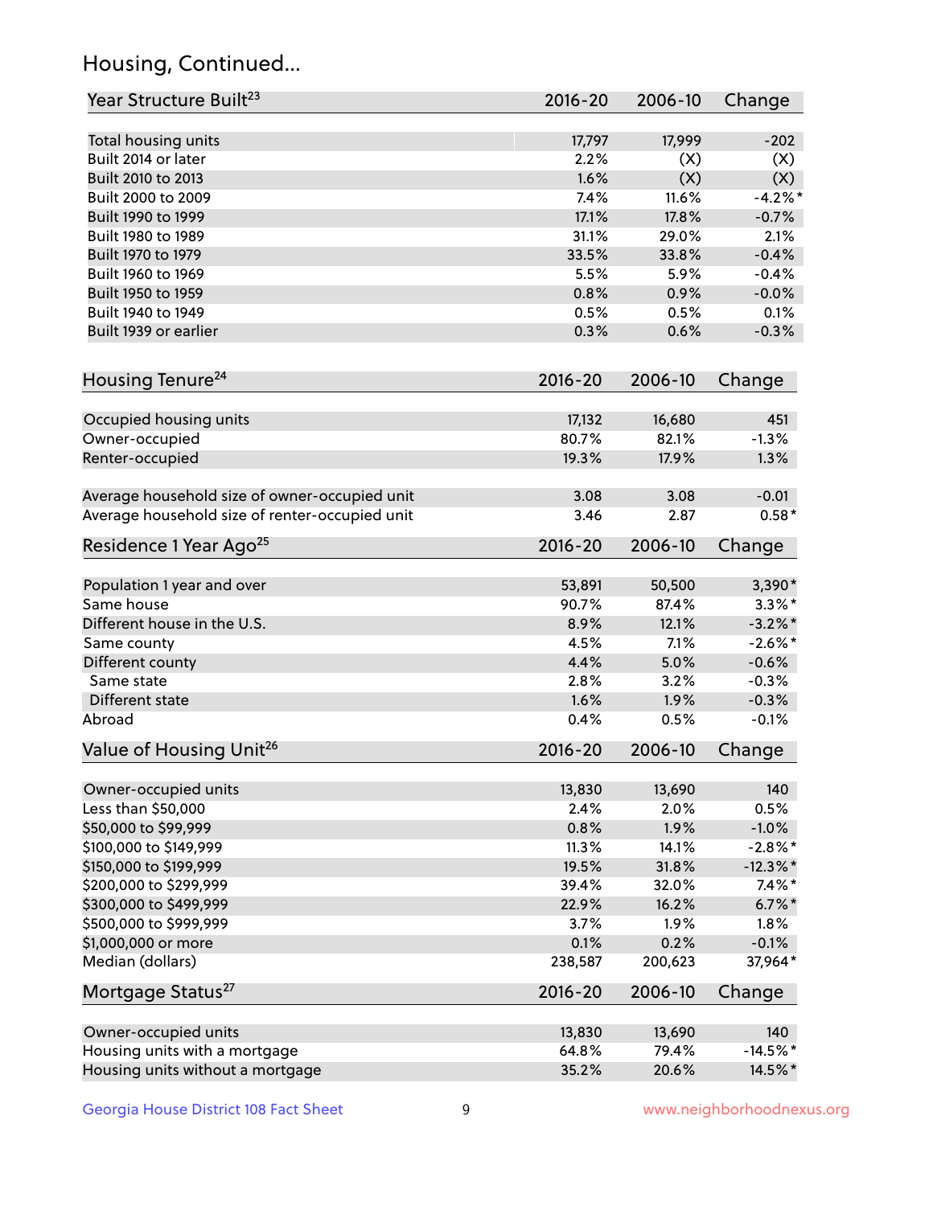## Housing, Continued...

| Year Structure Built[23] | 2016-20 | 2006-10 | Change |
|---|---|---|---|
| Total housing units | 17,797 | 17,999 | -202 |
| Built 2014 or later | 2.2% | (X) | (X) |
| Built 2010 to 2013 | 1.6% | (X) | (X) |
| Built 2000 to 2009 | 7.4% | 11.6% | -4.2%* |
| Built 1990 to 1999 | 17.1% | 17.8% | -0.7% |
| Built 1980 to 1989 | 31.1% | 29.0% | 2.1% |
| Built 1970 to 1979 | 33.5% | 33.8% | -0.4% |
| Built 1960 to 1969 | 5.5% | 5.9% | -0.4% |
| Built 1950 to 1959 | 0.8% | 0.9% | -0.0% |
| Built 1940 to 1949 | 0.5% | 0.5% | 0.1% |
| Built 1939 or earlier | 0.3% | 0.6% | -0.3% |

| Housing Tenure[24] | 2016-20 | 2006-10 | Change |
|---|---|---|---|
| Occupied housing units | 17,132 | 16,680 | 451 |
| Owner-occupied | 80.7% | 82.1% | -1.3% |
| Renter-occupied | 19.3% | 17.9% | 1.3% |
| Average household size of owner-occupied unit | 3.08 | 3.08 | -0.01 |
| Average household size of renter-occupied unit | 3.46 | 2.87 | 0.58* |

| Residence 1 Year Ago[25] | 2016-20 | 2006-10 | Change |
|---|---|---|---|
| Population 1 year and over | 53,891 | 50,500 | 3,390* |
| Same house | 90.7% | 87.4% | 3.3%* |
| Different house in the U.S. | 8.9% | 12.1% | -3.2%* |
| Same county | 4.5% | 7.1% | -2.6%* |
| Different county | 4.4% | 5.0% | -0.6% |
| Same state | 2.8% | 3.2% | -0.3% |
| Different state | 1.6% | 1.9% | -0.3% |
| Abroad | 0.4% | 0.5% | -0.1% |

| Value of Housing Unit[26] | 2016-20 | 2006-10 | Change |
|---|---|---|---|
| Owner-occupied units | 13,830 | 13,690 | 140 |
| Less than $50,000 | 2.4% | 2.0% | 0.5% |
| $50,000 to $99,999 | 0.8% | 1.9% | -1.0% |
| $100,000 to $149,999 | 11.3% | 14.1% | -2.8%* |
| $150,000 to $199,999 | 19.5% | 31.8% | -12.3%* |
| $200,000 to $299,999 | 39.4% | 32.0% | 7.4%* |
| $300,000 to $499,999 | 22.9% | 16.2% | 6.7%* |
| $500,000 to $999,999 | 3.7% | 1.9% | 1.8% |
| $1,000,000 or more | 0.1% | 0.2% | -0.1% |
| Median (dollars) | 238,587 | 200,623 | 37,964* |

| Mortgage Status[27] | 2016-20 | 2006-10 | Change |
|---|---|---|---|
| Owner-occupied units | 13,830 | 13,690 | 140 |
| Housing units with a mortgage | 64.8% | 79.4% | -14.5%* |
| Housing units without a mortgage | 35.2% | 20.6% | 14.5%* |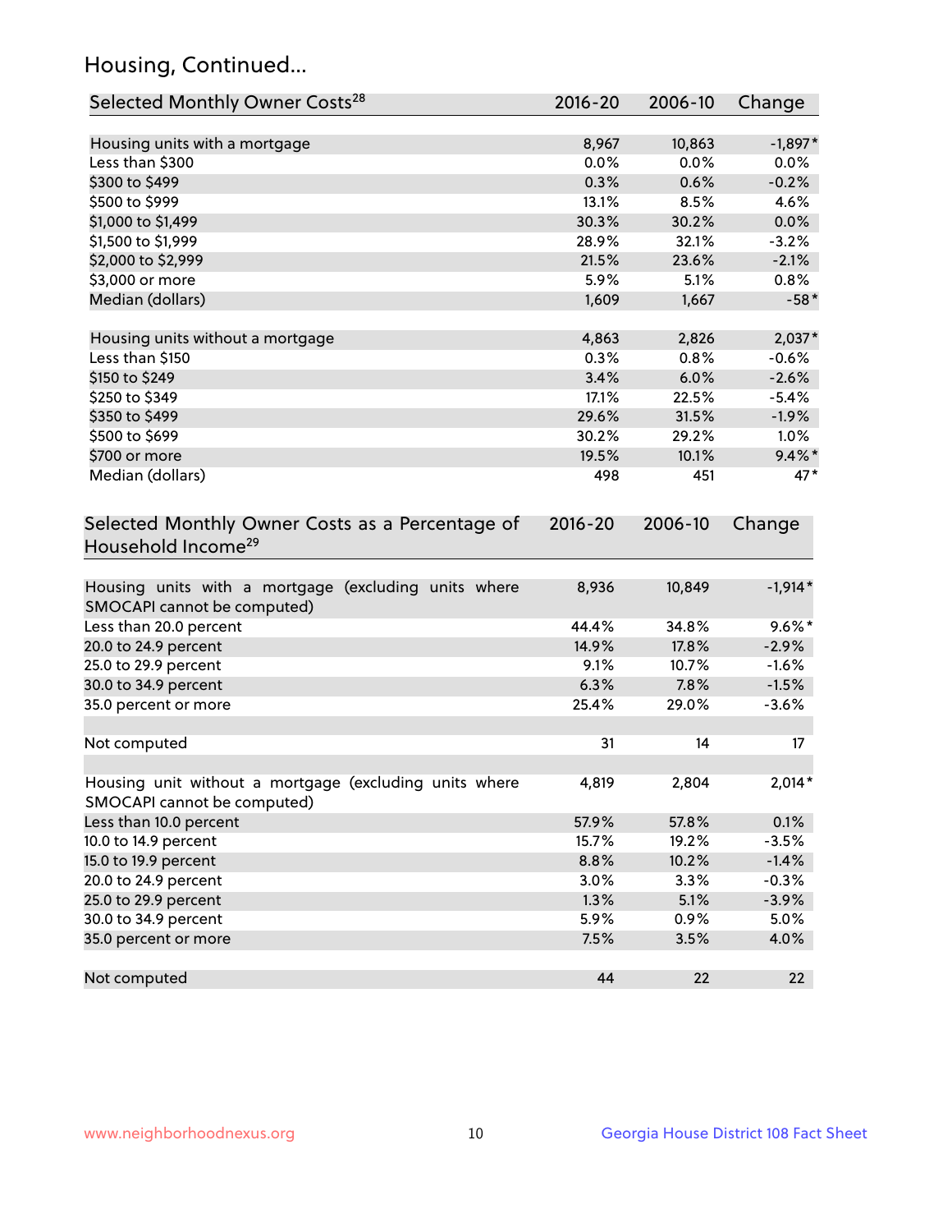## Housing, Continued...

| Selected Monthly Owner Costs[28] | 2016-20 | 2006-10 | Change |
|---|---|---|---|
| Housing units with a mortgage | 8,967 | 10,863 | -1,897* |
| Less than $300 | 0.0% | 0.0% | 0.0% |
| $300 to $499 | 0.3% | 0.6% | -0.2% |
| $500 to $999 | 13.1% | 8.5% | 4.6% |
| $1,000 to $1,499 | 30.3% | 30.2% | 0.0% |
| $1,500 to $1,999 | 28.9% | 32.1% | -3.2% |
| $2,000 to $2,999 | 21.5% | 23.6% | -2.1% |
| $3,000 or more | 5.9% | 5.1% | 0.8% |
| Median (dollars) | 1,609 | 1,667 | -58* |
| Housing units without a mortgage | 4,863 | 2,826 | 2,037* |
| Less than $150 | 0.3% | 0.8% | -0.6% |
| $150 to $249 | 3.4% | 6.0% | -2.6% |
| $250 to $349 | 17.1% | 22.5% | -5.4% |
| $350 to $499 | 29.6% | 31.5% | -1.9% |
| $500 to $699 | 30.2% | 29.2% | 1.0% |
| $700 or more | 19.5% | 10.1% | 9.4%* |
| Median (dollars) | 498 | 451 | 47* |

| Selected Monthly Owner Costs as a Percentage of Household Income[29] | 2016-20 | 2006-10 | Change |
|---|---|---|---|
| Housing units with a mortgage (excluding units where SMOCAPI cannot be computed) | 8,936 | 10,849 | -1,914* |
| Less than 20.0 percent | 44.4% | 34.8% | 9.6%* |
| 20.0 to 24.9 percent | 14.9% | 17.8% | -2.9% |
| 25.0 to 29.9 percent | 9.1% | 10.7% | -1.6% |
| 30.0 to 34.9 percent | 6.3% | 7.8% | -1.5% |
| 35.0 percent or more | 25.4% | 29.0% | -3.6% |
| Not computed | 31 | 14 | 17 |
| Housing unit without a mortgage (excluding units where SMOCAPI cannot be computed) | 4,819 | 2,804 | 2,014* |
| Less than 10.0 percent | 57.9% | 57.8% | 0.1% |
| 10.0 to 14.9 percent | 15.7% | 19.2% | -3.5% |
| 15.0 to 19.9 percent | 8.8% | 10.2% | -1.4% |
| 20.0 to 24.9 percent | 3.0% | 3.3% | -0.3% |
| 25.0 to 29.9 percent | 1.3% | 5.1% | -3.9% |
| 30.0 to 34.9 percent | 5.9% | 0.9% | 5.0% |
| 35.0 percent or more | 7.5% | 3.5% | 4.0% |
| Not computed | 44 | 22 | 22 |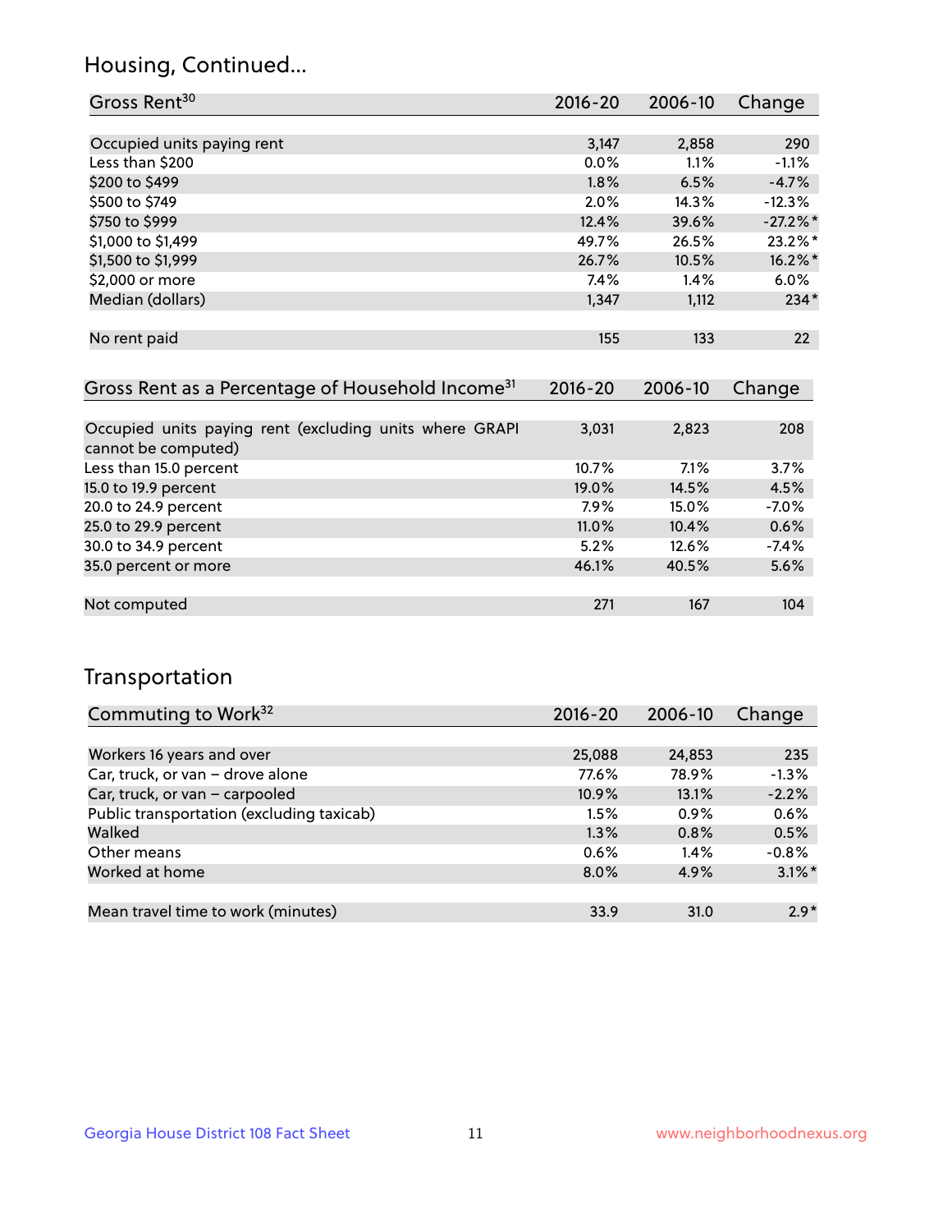## Housing, Continued...

| Gross Rent[30] | 2016-20 | 2006-10 | Change |
|---|---|---|---|
| Occupied units paying rent | 3,147 | 2,858 | 290 |
| Less than $200 | 0.0% | 1.1% | -1.1% |
| $200 to $499 | 1.8% | 6.5% | -4.7% |
| $500 to $749 | 2.0% | 14.3% | -12.3% |
| $750 to $999 | 12.4% | 39.6% | -27.2%* |
| $1,000 to $1,499 | 49.7% | 26.5% | 23.2%* |
| $1,500 to $1,999 | 26.7% | 10.5% | 16.2%* |
| $2,000 or more | 7.4% | 1.4% | 6.0% |
| Median (dollars) | 1,347 | 1,112 | 234* |
| No rent paid | 155 | 133 | 22 |

| Gross Rent as a Percentage of Household Income[31] | 2016-20 | 2006-10 | Change |
|---|---|---|---|
| Occupied units paying rent (excluding units where GRAPI cannot be computed) | 3,031 | 2,823 | 208 |
| Less than 15.0 percent | 10.7% | 7.1% | 3.7% |
| 15.0 to 19.9 percent | 19.0% | 14.5% | 4.5% |
| 20.0 to 24.9 percent | 7.9% | 15.0% | -7.0% |
| 25.0 to 29.9 percent | 11.0% | 10.4% | 0.6% |
| 30.0 to 34.9 percent | 5.2% | 12.6% | -7.4% |
| 35.0 percent or more | 46.1% | 40.5% | 5.6% |
| Not computed | 271 | 167 | 104 |

## Transportation

| Commuting to Work[32] | 2016-20 | 2006-10 | Change |
|---|---|---|---|
| Workers 16 years and over | 25,088 | 24,853 | 235 |
| Car, truck, or van – drove alone | 77.6% | 78.9% | -1.3% |
| Car, truck, or van – carpooled | 10.9% | 13.1% | -2.2% |
| Public transportation (excluding taxicab) | 1.5% | 0.9% | 0.6% |
| Walked | 1.3% | 0.8% | 0.5% |
| Other means | 0.6% | 1.4% | -0.8% |
| Worked at home | 8.0% | 4.9% | 3.1%* |
| Mean travel time to work (minutes) | 33.9 | 31.0 | 2.9* |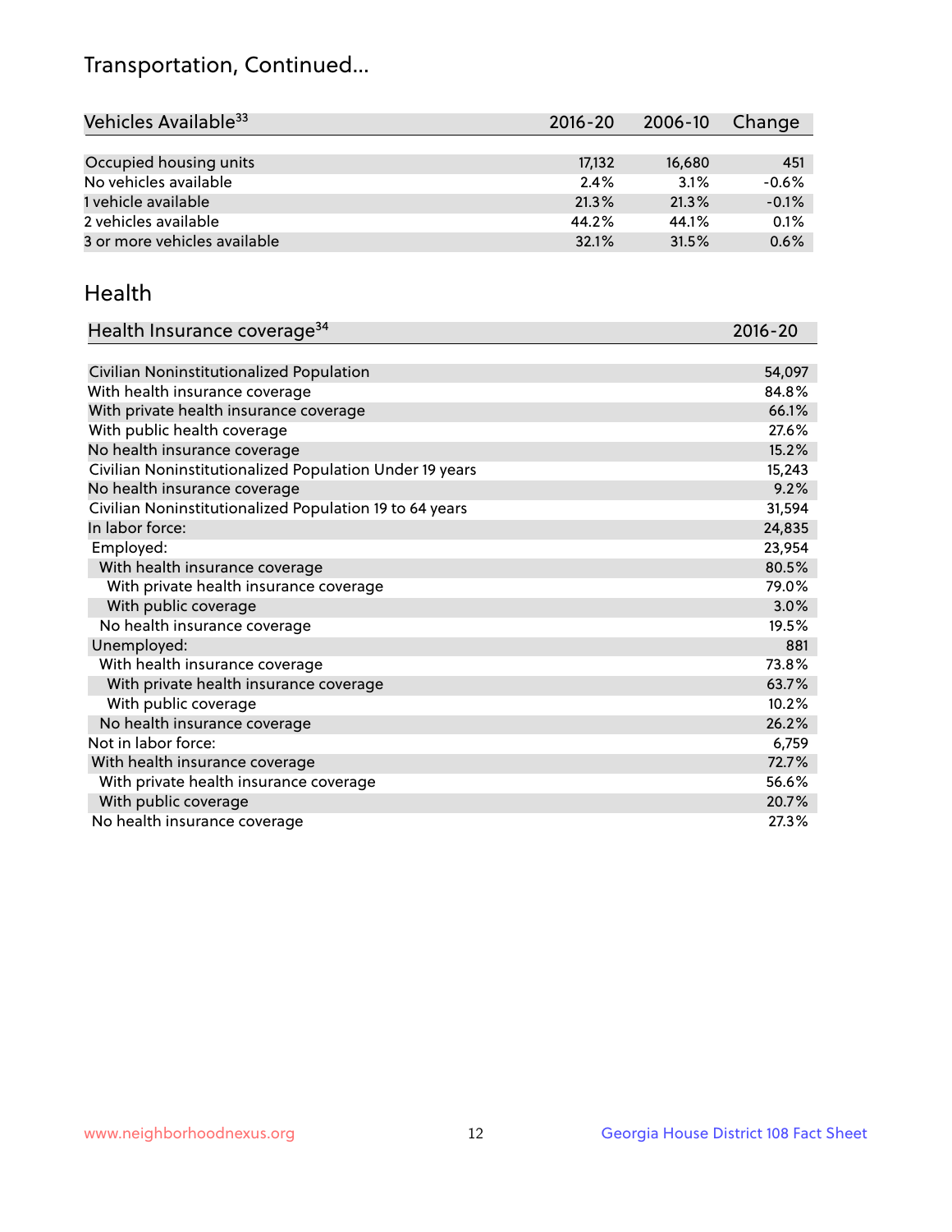# Transportation, Continued...

| Vehicles Available[33] | 2016-20 | 2006-10 | Change |
|---|---|---|---|
| Occupied housing units | 17,132 | 16,680 | 451 |
| No vehicles available | 2.4% | 3.1% | -0.6% |
| 1 vehicle available | 21.3% | 21.3% | -0.1% |
| 2 vehicles available | 44.2% | 44.1% | 0.1% |
| 3 or more vehicles available | 32.1% | 31.5% | 0.6% |

## Health

| Health Insurance coverage[34] | 2016-20 |
|---|---|
| Civilian Noninstitutionalized Population | 54,097 |
| With health insurance coverage | 84.8% |
| With private health insurance coverage | 66.1% |
| With public health coverage | 27.6% |
| No health insurance coverage | 15.2% |
| Civilian Noninstitutionalized Population Under 19 years | 15,243 |
| No health insurance coverage | 9.2% |
| Civilian Noninstitutionalized Population 19 to 64 years | 31,594 |
| In labor force: | 24,835 |
| Employed: | 23,954 |
| With health insurance coverage | 80.5% |
| With private health insurance coverage | 79.0% |
| With public coverage | 3.0% |
| No health insurance coverage | 19.5% |
| Unemployed: | 881 |
| With health insurance coverage | 73.8% |
| With private health insurance coverage | 63.7% |
| With public coverage | 10.2% |
| No health insurance coverage | 26.2% |
| Not in labor force: | 6,759 |
| With health insurance coverage | 72.7% |
| With private health insurance coverage | 56.6% |
| With public coverage | 20.7% |
| No health insurance coverage | 27.3% |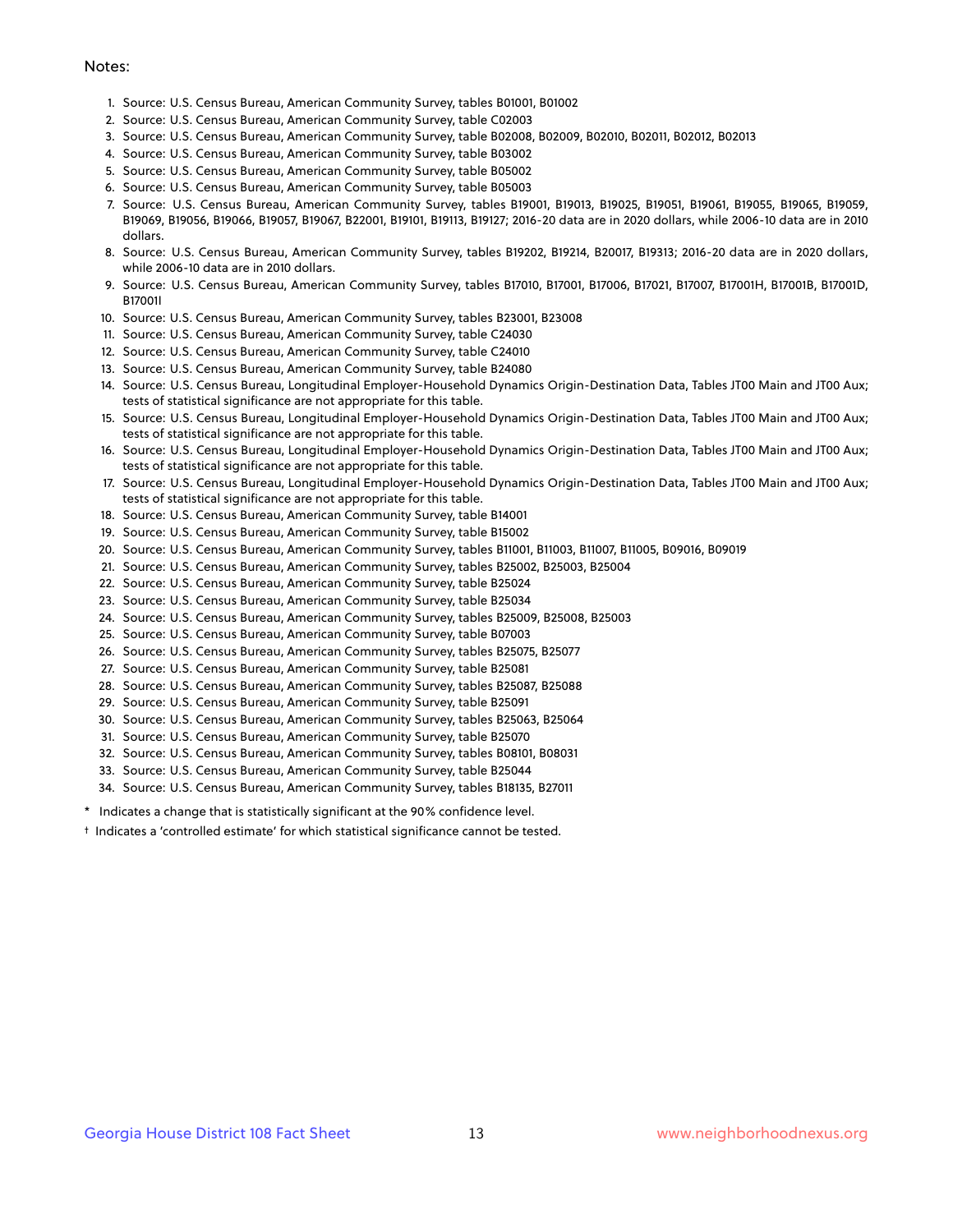Notes:

1. Source: U.S. Census Bureau, American Community Survey, tables B01001, B01002
2. Source: U.S. Census Bureau, American Community Survey, table C02003
3. Source: U.S. Census Bureau, American Community Survey, table B02008, B02009, B02010, B02011, B02012, B02013
4. Source: U.S. Census Bureau, American Community Survey, table B03002
5. Source: U.S. Census Bureau, American Community Survey, table B05002
6. Source: U.S. Census Bureau, American Community Survey, table B05003
7. Source: U.S. Census Bureau, American Community Survey, tables B19001, B19013, B19025, B19051, B19061, B19055, B19065, B19059, B19069, B19056, B19066, B19057, B19067, B22001, B19101, B19113, B19127; 2016-20 data are in 2020 dollars, while 2006-10 data are in 2010 dollars.
8. Source: U.S. Census Bureau, American Community Survey, tables B19202, B19214, B20017, B19313; 2016-20 data are in 2020 dollars, while 2006-10 data are in 2010 dollars.
9. Source: U.S. Census Bureau, American Community Survey, tables B17010, B17001, B17006, B17021, B17007, B17001H, B17001B, B17001D, B17001I
10. Source: U.S. Census Bureau, American Community Survey, tables B23001, B23008
11. Source: U.S. Census Bureau, American Community Survey, table C24030
12. Source: U.S. Census Bureau, American Community Survey, table C24010
13. Source: U.S. Census Bureau, American Community Survey, table B24080
14. Source: U.S. Census Bureau, Longitudinal Employer-Household Dynamics Origin-Destination Data, Tables JT00 Main and JT00 Aux; tests of statistical significance are not appropriate for this table.
15. Source: U.S. Census Bureau, Longitudinal Employer-Household Dynamics Origin-Destination Data, Tables JT00 Main and JT00 Aux; tests of statistical significance are not appropriate for this table.
16. Source: U.S. Census Bureau, Longitudinal Employer-Household Dynamics Origin-Destination Data, Tables JT00 Main and JT00 Aux; tests of statistical significance are not appropriate for this table.
17. Source: U.S. Census Bureau, Longitudinal Employer-Household Dynamics Origin-Destination Data, Tables JT00 Main and JT00 Aux; tests of statistical significance are not appropriate for this table.
18. Source: U.S. Census Bureau, American Community Survey, table B14001
19. Source: U.S. Census Bureau, American Community Survey, table B15002
20. Source: U.S. Census Bureau, American Community Survey, tables B11001, B11003, B11007, B11005, B09016, B09019
21. Source: U.S. Census Bureau, American Community Survey, tables B25002, B25003, B25004
22. Source: U.S. Census Bureau, American Community Survey, table B25024
23. Source: U.S. Census Bureau, American Community Survey, table B25034
24. Source: U.S. Census Bureau, American Community Survey, tables B25009, B25008, B25003
25. Source: U.S. Census Bureau, American Community Survey, table B07003
26. Source: U.S. Census Bureau, American Community Survey, tables B25075, B25077
27. Source: U.S. Census Bureau, American Community Survey, table B25081
28. Source: U.S. Census Bureau, American Community Survey, tables B25087, B25088
29. Source: U.S. Census Bureau, American Community Survey, table B25091
30. Source: U.S. Census Bureau, American Community Survey, tables B25063, B25064
31. Source: U.S. Census Bureau, American Community Survey, table B25070
32. Source: U.S. Census Bureau, American Community Survey, tables B08101, B08031
33. Source: U.S. Census Bureau, American Community Survey, table B25044
34. Source: U.S. Census Bureau, American Community Survey, tables B18135, B27011

\* Indicates a change that is statistically significant at the 90% confidence level.

† Indicates a 'controlled estimate' for which statistical significance cannot be tested.